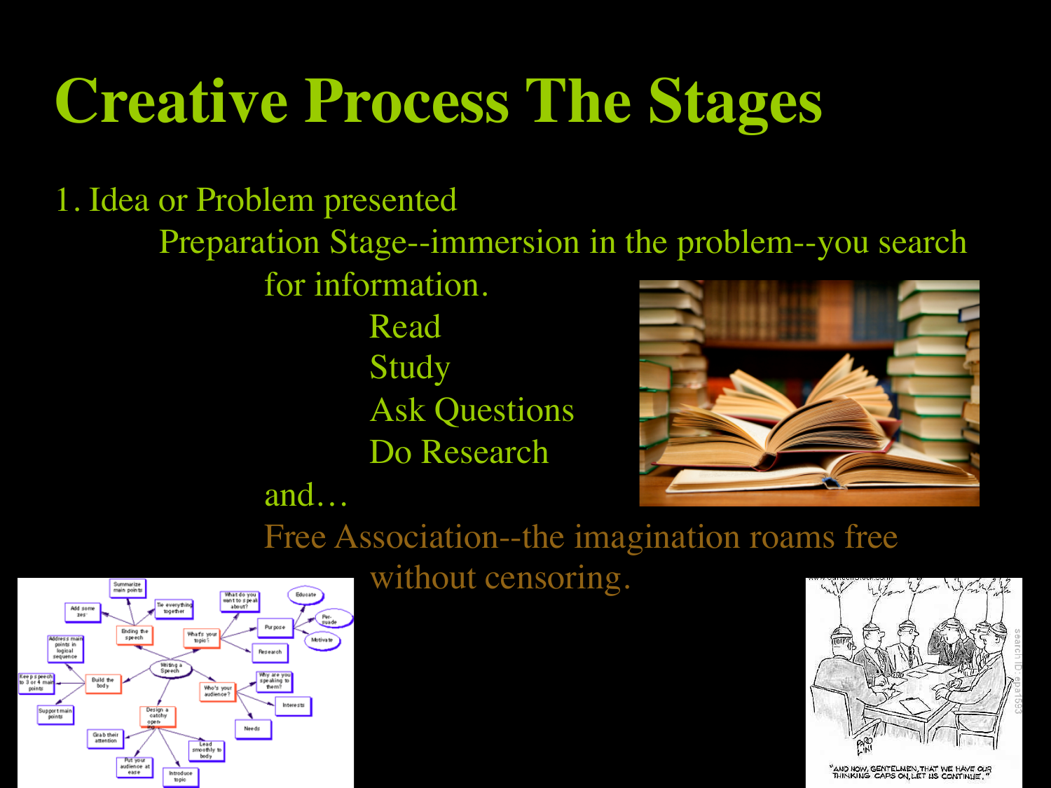# Creative Process The Stages

1. Idea or Problem presented

   Preparation Stage--immersion in the problem--you search for information.

   - Read
   - Study
   - Ask Questions
   - Do Research

   and…

   Free Association--the imagination roams free without censoring.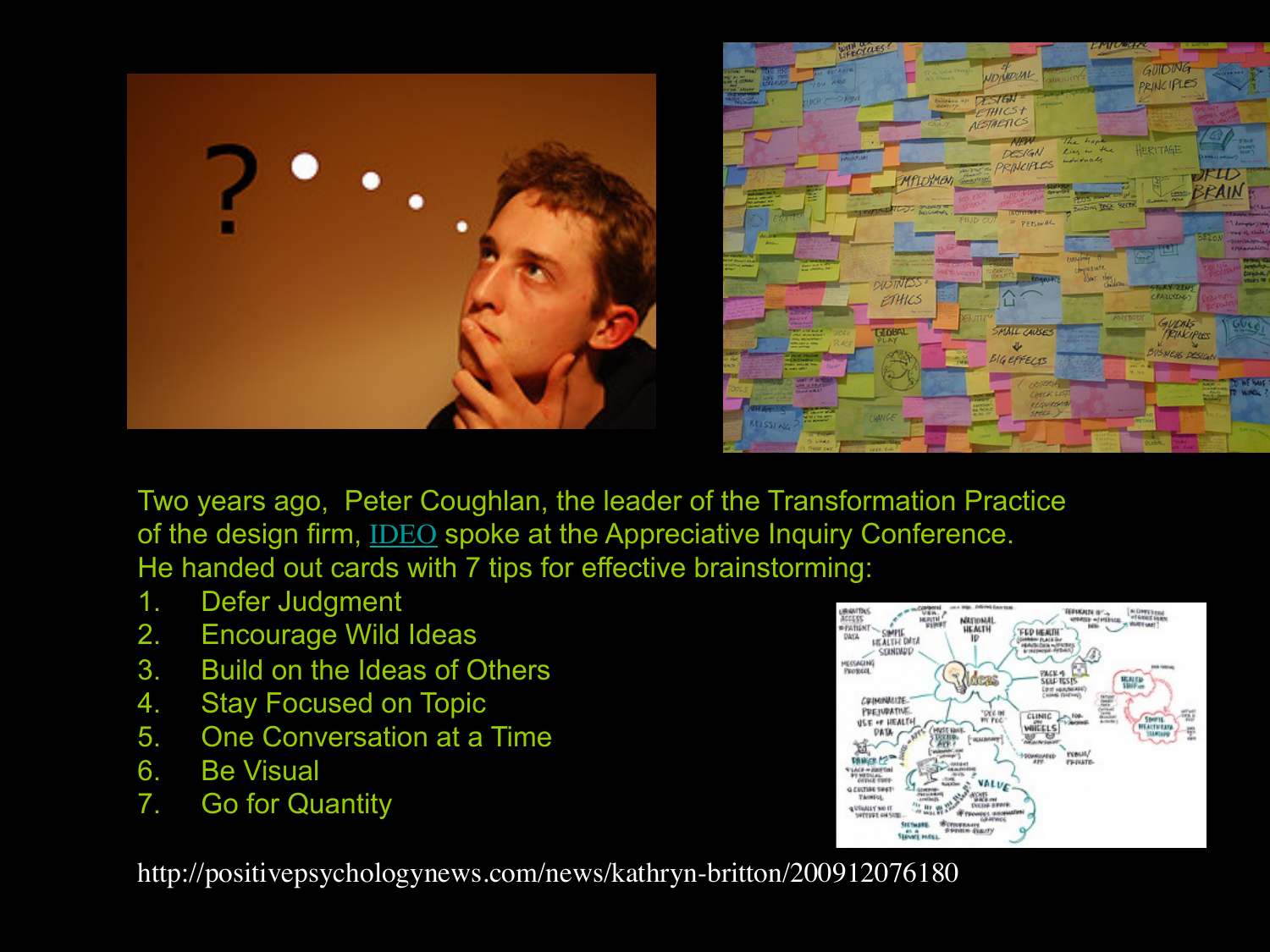Two years ago, Peter Coughlan, the leader of the Transformation Practice of the design firm, IDEO spoke at the Appreciative Inquiry Conference. He handed out cards with 7 tips for effective brainstorming:

1. Defer Judgment
2. Encourage Wild Ideas
3. Build on the Ideas of Others
4. Stay Focused on Topic
5. One Conversation at a Time
6. Be Visual
7. Go for Quantity

http://positivepsychologynews.com/news/kathryn-britton/200912076180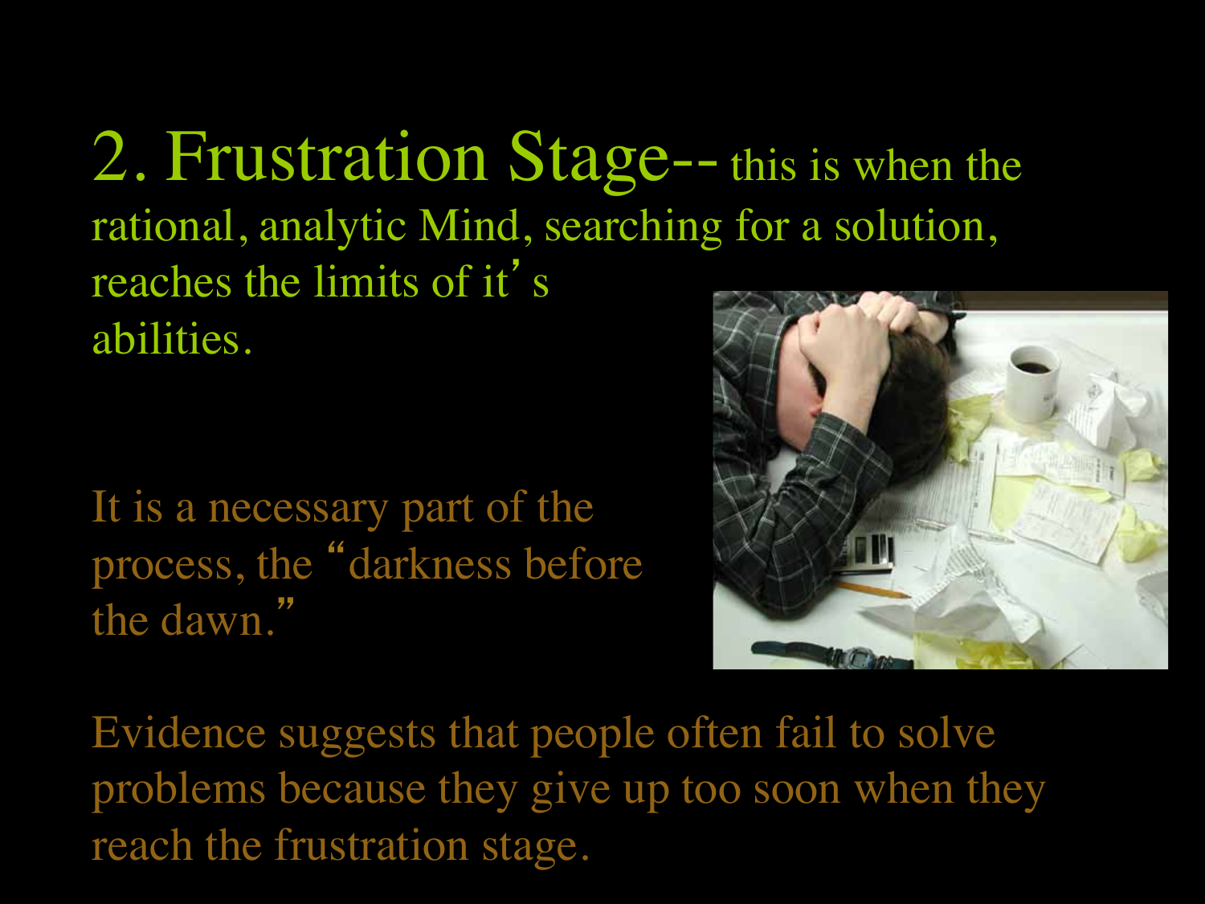## 2. Frustration Stage-- this is when the rational, analytic Mind, searching for a solution, reaches the limits of it's abilities.

It is a necessary part of the process, the "darkness before the dawn."

Evidence suggests that people often fail to solve problems because they give up too soon when they reach the frustration stage.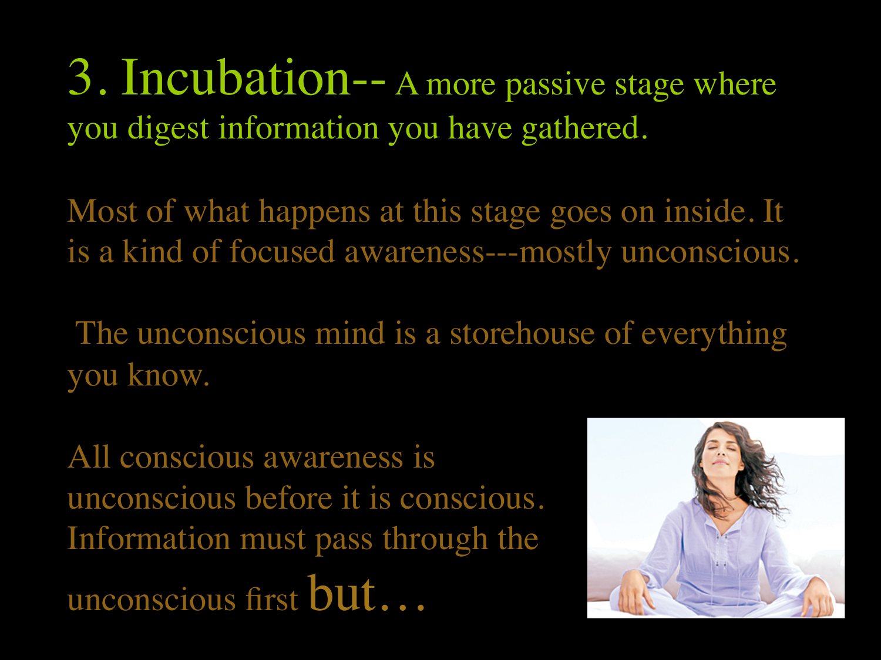# 3. Incubation-- A more passive stage where you digest information you have gathered.

Most of what happens at this stage goes on inside. It is a kind of focused awareness---mostly unconscious.

The unconscious mind is a storehouse of everything you know.

All conscious awareness is unconscious before it is conscious. Information must pass through the unconscious first but…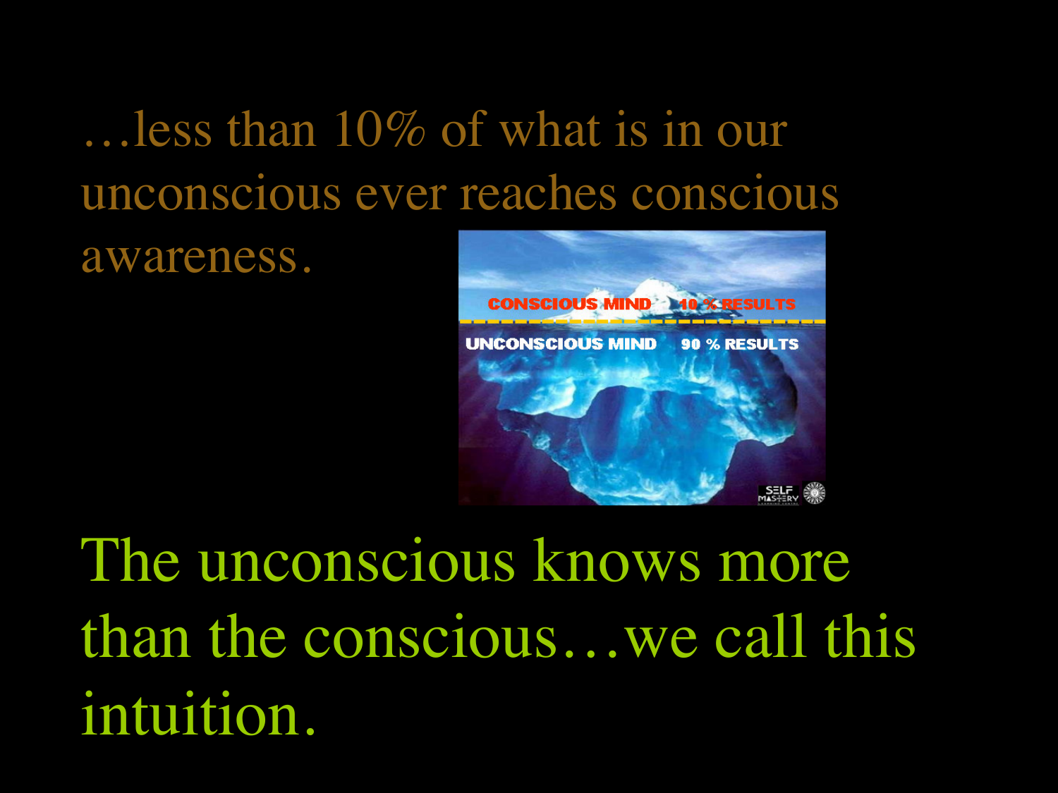…less than 10% of what is in our unconscious ever reaches conscious awareness.

The unconscious knows more than the conscious…we call this intuition.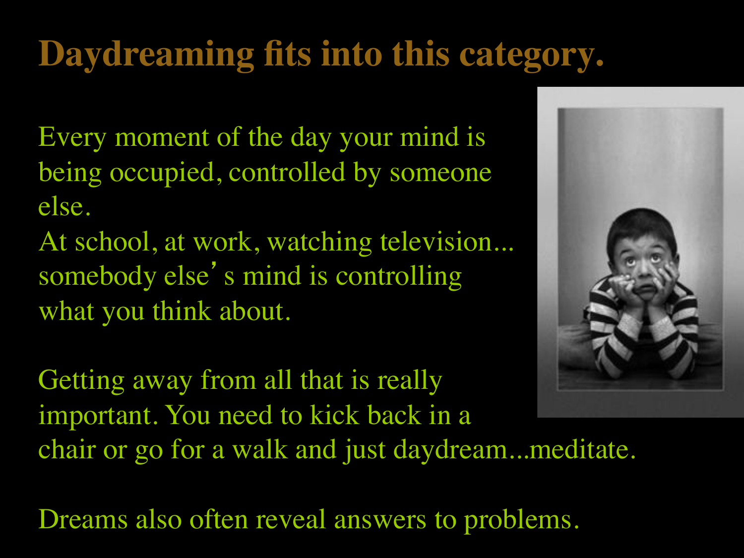# Daydreaming fits into this category.

Every moment of the day your mind is being occupied, controlled by someone else.
At school, at work, watching television... somebody else's mind is controlling what you think about.

Getting away from all that is really important. You need to kick back in a chair or go for a walk and just daydream...meditate.

Dreams also often reveal answers to problems.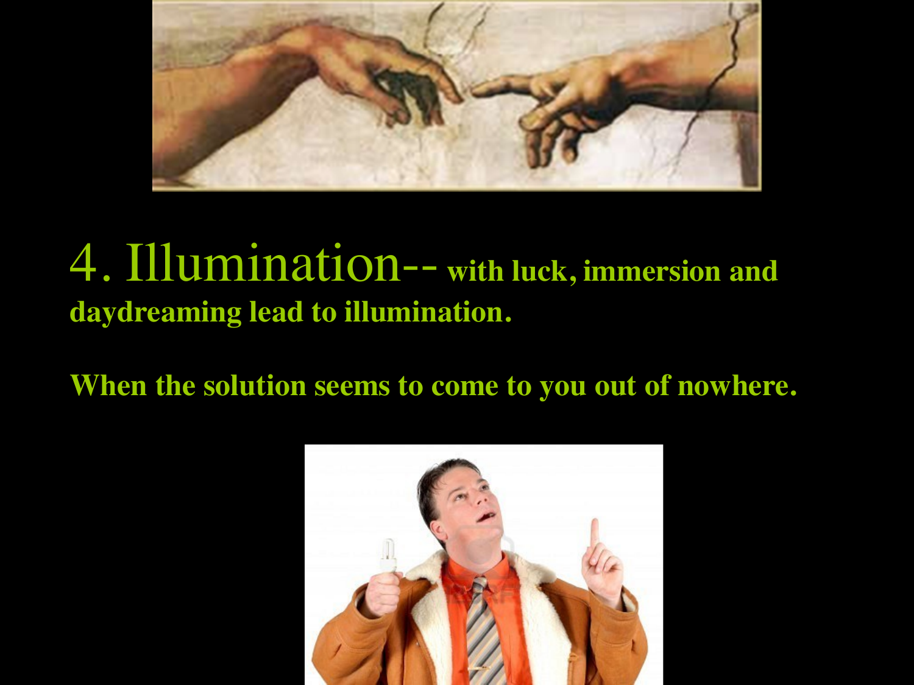# 4. Illumination-- **with luck, immersion and daydreaming lead to illumination.**

**When the solution seems to come to you out of nowhere.**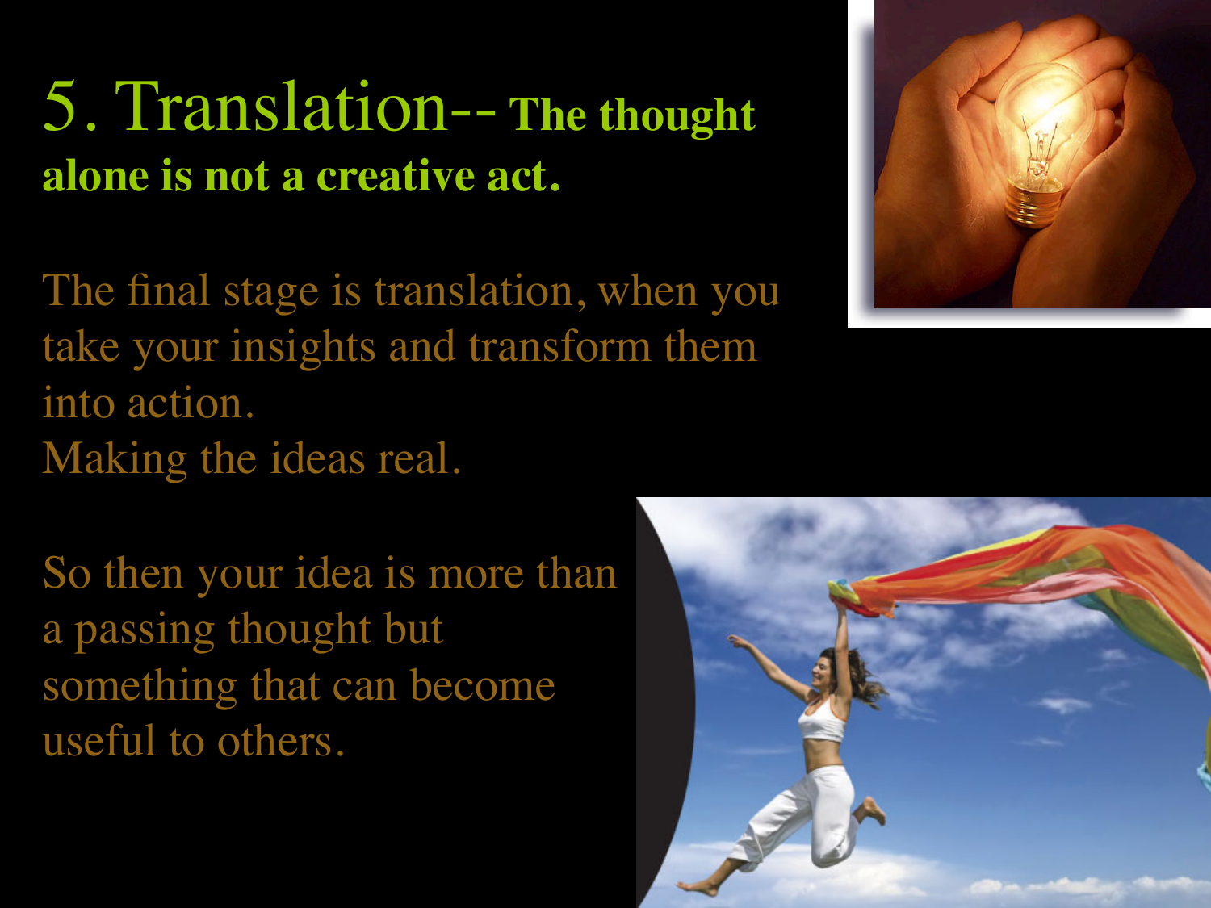# 5. Translation-- The thought alone is not a creative act.

The final stage is translation, when you take your insights and transform them into action.
Making the ideas real.

So then your idea is more than a passing thought but something that can become useful to others.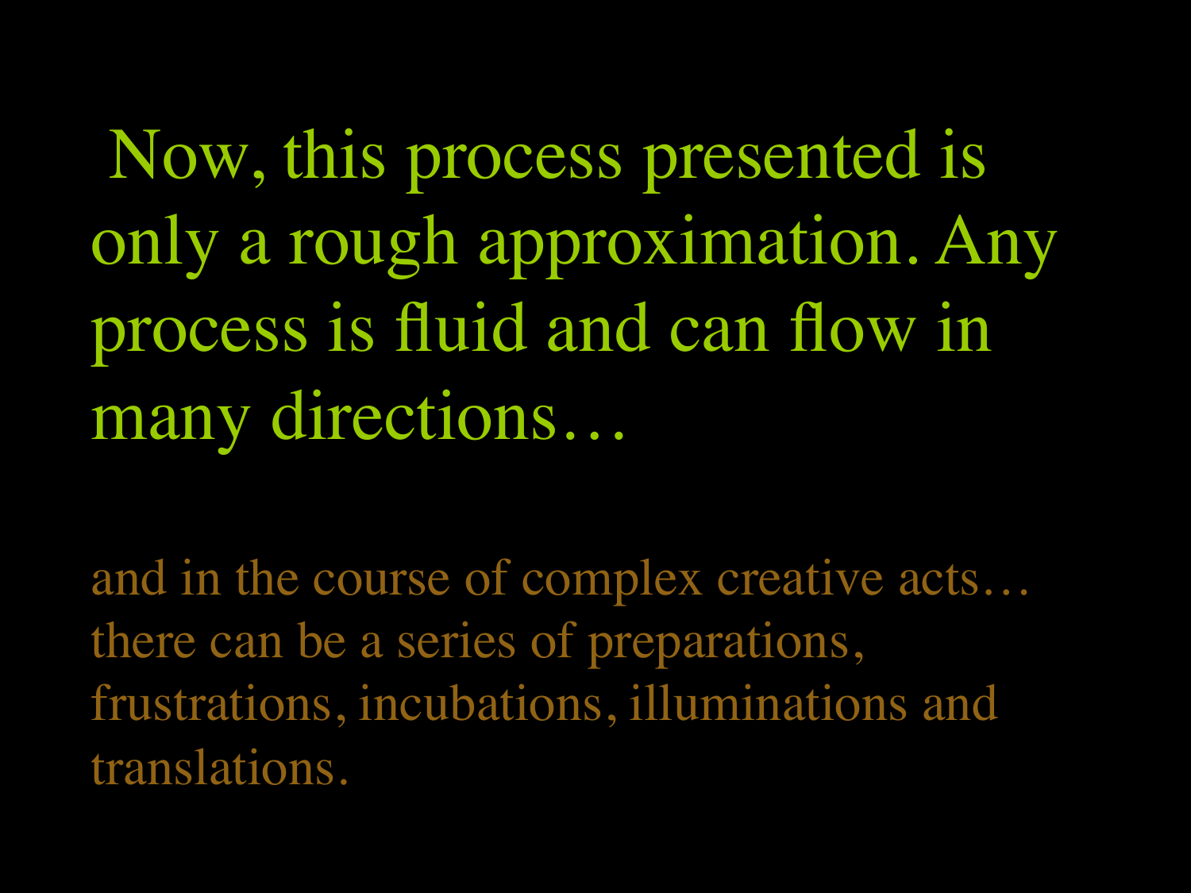Now, this process presented is only a rough approximation. Any process is fluid and can flow in many directions…

and in the course of complex creative acts… there can be a series of preparations, frustrations, incubations, illuminations and translations.